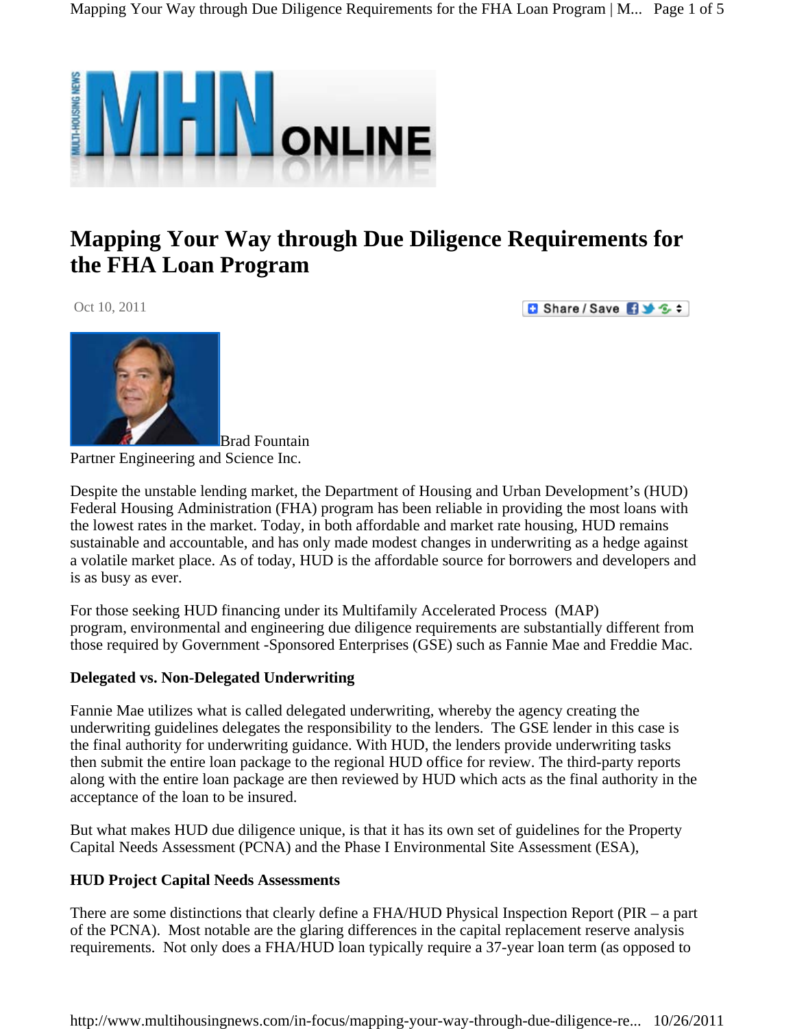# Mapping Your Way through Due Diligence Requirements for the FHA Loan Program

Oct 10, 2011

Brad Fountain
Partner Engineering and Science Inc.

Despite the unstable lending market, the Department of Housing and Urban Development's (HUD) Federal Housing Administration (FHA) program has been reliable in providing the most loans with the lowest rates in the market. Today, in both affordable and market rate housing, HUD remains sustainable and accountable, and has only made modest changes in underwriting as a hedge against a volatile market place. As of today, HUD is the affordable source for borrowers and developers and is as busy as ever.

For those seeking HUD financing under its Multifamily Accelerated Process (MAP) program, environmental and engineering due diligence requirements are substantially different from those required by Government -Sponsored Enterprises (GSE) such as Fannie Mae and Freddie Mac.

**Delegated vs. Non-Delegated Underwriting**

Fannie Mae utilizes what is called delegated underwriting, whereby the agency creating the underwriting guidelines delegates the responsibility to the lenders. The GSE lender in this case is the final authority for underwriting guidance. With HUD, the lenders provide underwriting tasks then submit the entire loan package to the regional HUD office for review. The third-party reports along with the entire loan package are then reviewed by HUD which acts as the final authority in the acceptance of the loan to be insured.

But what makes HUD due diligence unique, is that it has its own set of guidelines for the Property Capital Needs Assessment (PCNA) and the Phase I Environmental Site Assessment (ESA),

**HUD Project Capital Needs Assessments**

There are some distinctions that clearly define a FHA/HUD Physical Inspection Report (PIR – a part of the PCNA). Most notable are the glaring differences in the capital replacement reserve analysis requirements. Not only does a FHA/HUD loan typically require a 37-year loan term (as opposed to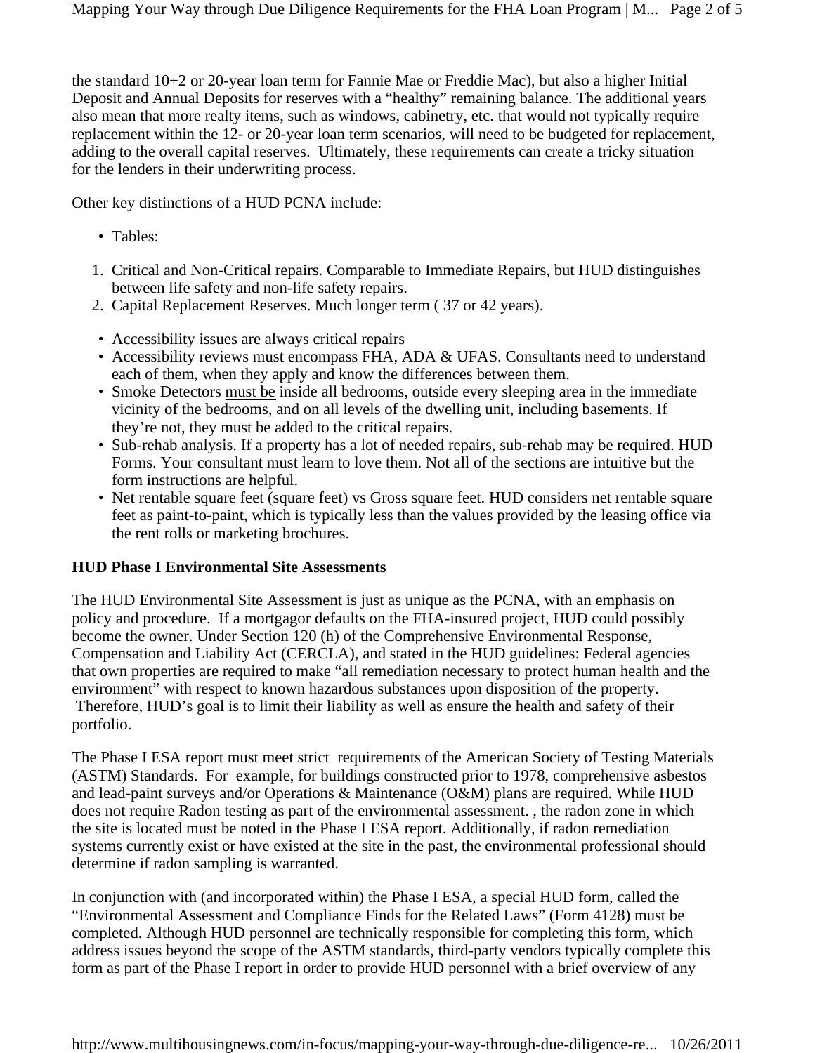the standard 10+2 or 20-year loan term for Fannie Mae or Freddie Mac), but also a higher Initial Deposit and Annual Deposits for reserves with a "healthy" remaining balance. The additional years also mean that more realty items, such as windows, cabinetry, etc. that would not typically require replacement within the 12- or 20-year loan term scenarios, will need to be budgeted for replacement, adding to the overall capital reserves. Ultimately, these requirements can create a tricky situation for the lenders in their underwriting process.

Other key distinctions of a HUD PCNA include:

- Tables:

1. Critical and Non-Critical repairs. Comparable to Immediate Repairs, but HUD distinguishes between life safety and non-life safety repairs.
2. Capital Replacement Reserves. Much longer term ( 37 or 42 years).

- Accessibility issues are always critical repairs
- Accessibility reviews must encompass FHA, ADA & UFAS. Consultants need to understand each of them, when they apply and know the differences between them.
- Smoke Detectors must be inside all bedrooms, outside every sleeping area in the immediate vicinity of the bedrooms, and on all levels of the dwelling unit, including basements. If they're not, they must be added to the critical repairs.
- Sub-rehab analysis. If a property has a lot of needed repairs, sub-rehab may be required. HUD Forms. Your consultant must learn to love them. Not all of the sections are intuitive but the form instructions are helpful.
- Net rentable square feet (square feet) vs Gross square feet. HUD considers net rentable square feet as paint-to-paint, which is typically less than the values provided by the leasing office via the rent rolls or marketing brochures.

**HUD Phase I Environmental Site Assessments**

The HUD Environmental Site Assessment is just as unique as the PCNA, with an emphasis on policy and procedure. If a mortgagor defaults on the FHA-insured project, HUD could possibly become the owner. Under Section 120 (h) of the Comprehensive Environmental Response, Compensation and Liability Act (CERCLA), and stated in the HUD guidelines: Federal agencies that own properties are required to make "all remediation necessary to protect human health and the environment" with respect to known hazardous substances upon disposition of the property. Therefore, HUD's goal is to limit their liability as well as ensure the health and safety of their portfolio.

The Phase I ESA report must meet strict requirements of the American Society of Testing Materials (ASTM) Standards. For example, for buildings constructed prior to 1978, comprehensive asbestos and lead-paint surveys and/or Operations & Maintenance (O&M) plans are required. While HUD does not require Radon testing as part of the environmental assessment. , the radon zone in which the site is located must be noted in the Phase I ESA report. Additionally, if radon remediation systems currently exist or have existed at the site in the past, the environmental professional should determine if radon sampling is warranted.

In conjunction with (and incorporated within) the Phase I ESA, a special HUD form, called the "Environmental Assessment and Compliance Finds for the Related Laws" (Form 4128) must be completed. Although HUD personnel are technically responsible for completing this form, which address issues beyond the scope of the ASTM standards, third-party vendors typically complete this form as part of the Phase I report in order to provide HUD personnel with a brief overview of any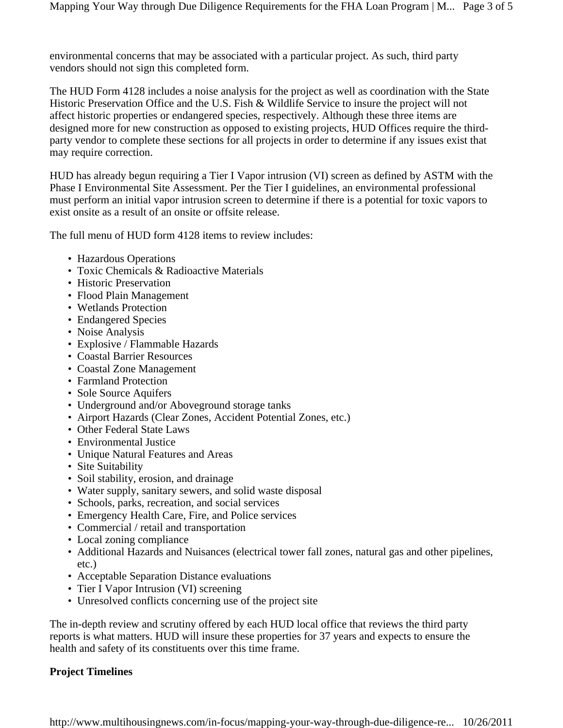environmental concerns that may be associated with a particular project. As such, third party vendors should not sign this completed form.

The HUD Form 4128 includes a noise analysis for the project as well as coordination with the State Historic Preservation Office and the U.S. Fish & Wildlife Service to insure the project will not affect historic properties or endangered species, respectively. Although these three items are designed more for new construction as opposed to existing projects, HUD Offices require the third-party vendor to complete these sections for all projects in order to determine if any issues exist that may require correction.

HUD has already begun requiring a Tier I Vapor intrusion (VI) screen as defined by ASTM with the Phase I Environmental Site Assessment. Per the Tier I guidelines, an environmental professional must perform an initial vapor intrusion screen to determine if there is a potential for toxic vapors to exist onsite as a result of an onsite or offsite release.

The full menu of HUD form 4128 items to review includes:

- Hazardous Operations
- Toxic Chemicals & Radioactive Materials
- Historic Preservation
- Flood Plain Management
- Wetlands Protection
- Endangered Species
- Noise Analysis
- Explosive / Flammable Hazards
- Coastal Barrier Resources
- Coastal Zone Management
- Farmland Protection
- Sole Source Aquifers
- Underground and/or Aboveground storage tanks
- Airport Hazards (Clear Zones, Accident Potential Zones, etc.)
- Other Federal State Laws
- Environmental Justice
- Unique Natural Features and Areas
- Site Suitability
- Soil stability, erosion, and drainage
- Water supply, sanitary sewers, and solid waste disposal
- Schools, parks, recreation, and social services
- Emergency Health Care, Fire, and Police services
- Commercial / retail and transportation
- Local zoning compliance
- Additional Hazards and Nuisances (electrical tower fall zones, natural gas and other pipelines, etc.)
- Acceptable Separation Distance evaluations
- Tier I Vapor Intrusion (VI) screening
- Unresolved conflicts concerning use of the project site

The in-depth review and scrutiny offered by each HUD local office that reviews the third party reports is what matters. HUD will insure these properties for 37 years and expects to ensure the health and safety of its constituents over this time frame.

**Project Timelines**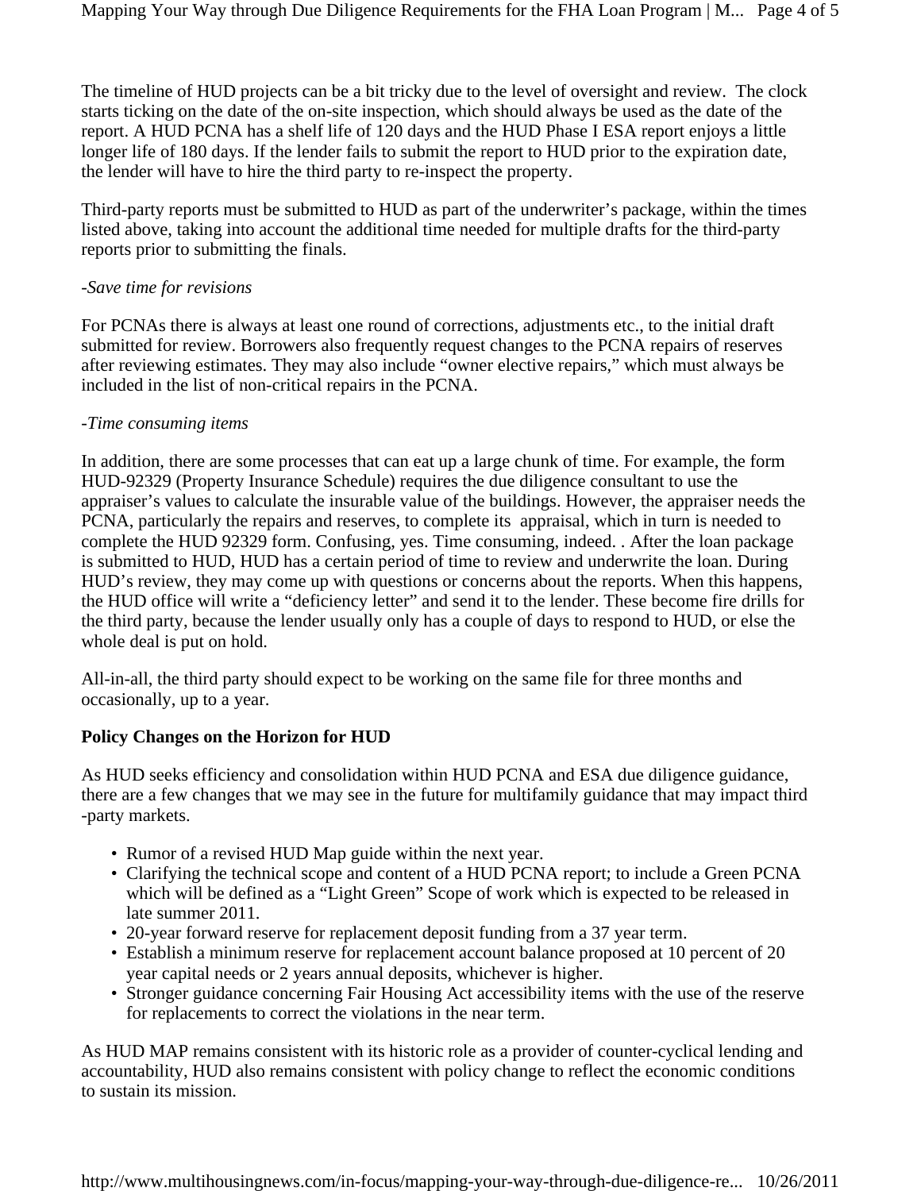The timeline of HUD projects can be a bit tricky due to the level of oversight and review. The clock starts ticking on the date of the on-site inspection, which should always be used as the date of the report. A HUD PCNA has a shelf life of 120 days and the HUD Phase I ESA report enjoys a little longer life of 180 days. If the lender fails to submit the report to HUD prior to the expiration date, the lender will have to hire the third party to re-inspect the property.

Third-party reports must be submitted to HUD as part of the underwriter's package, within the times listed above, taking into account the additional time needed for multiple drafts for the third-party reports prior to submitting the finals.

*-Save time for revisions*

For PCNAs there is always at least one round of corrections, adjustments etc., to the initial draft submitted for review. Borrowers also frequently request changes to the PCNA repairs of reserves after reviewing estimates. They may also include "owner elective repairs," which must always be included in the list of non-critical repairs in the PCNA.

*-Time consuming items*

In addition, there are some processes that can eat up a large chunk of time. For example, the form HUD-92329 (Property Insurance Schedule) requires the due diligence consultant to use the appraiser's values to calculate the insurable value of the buildings. However, the appraiser needs the PCNA, particularly the repairs and reserves, to complete its appraisal, which in turn is needed to complete the HUD 92329 form. Confusing, yes. Time consuming, indeed. . After the loan package is submitted to HUD, HUD has a certain period of time to review and underwrite the loan. During HUD's review, they may come up with questions or concerns about the reports. When this happens, the HUD office will write a "deficiency letter" and send it to the lender. These become fire drills for the third party, because the lender usually only has a couple of days to respond to HUD, or else the whole deal is put on hold.

All-in-all, the third party should expect to be working on the same file for three months and occasionally, up to a year.

**Policy Changes on the Horizon for HUD**

As HUD seeks efficiency and consolidation within HUD PCNA and ESA due diligence guidance, there are a few changes that we may see in the future for multifamily guidance that may impact third -party markets.

- Rumor of a revised HUD Map guide within the next year.
- Clarifying the technical scope and content of a HUD PCNA report; to include a Green PCNA which will be defined as a "Light Green" Scope of work which is expected to be released in late summer 2011.
- 20-year forward reserve for replacement deposit funding from a 37 year term.
- Establish a minimum reserve for replacement account balance proposed at 10 percent of 20 year capital needs or 2 years annual deposits, whichever is higher.
- Stronger guidance concerning Fair Housing Act accessibility items with the use of the reserve for replacements to correct the violations in the near term.

As HUD MAP remains consistent with its historic role as a provider of counter-cyclical lending and accountability, HUD also remains consistent with policy change to reflect the economic conditions to sustain its mission.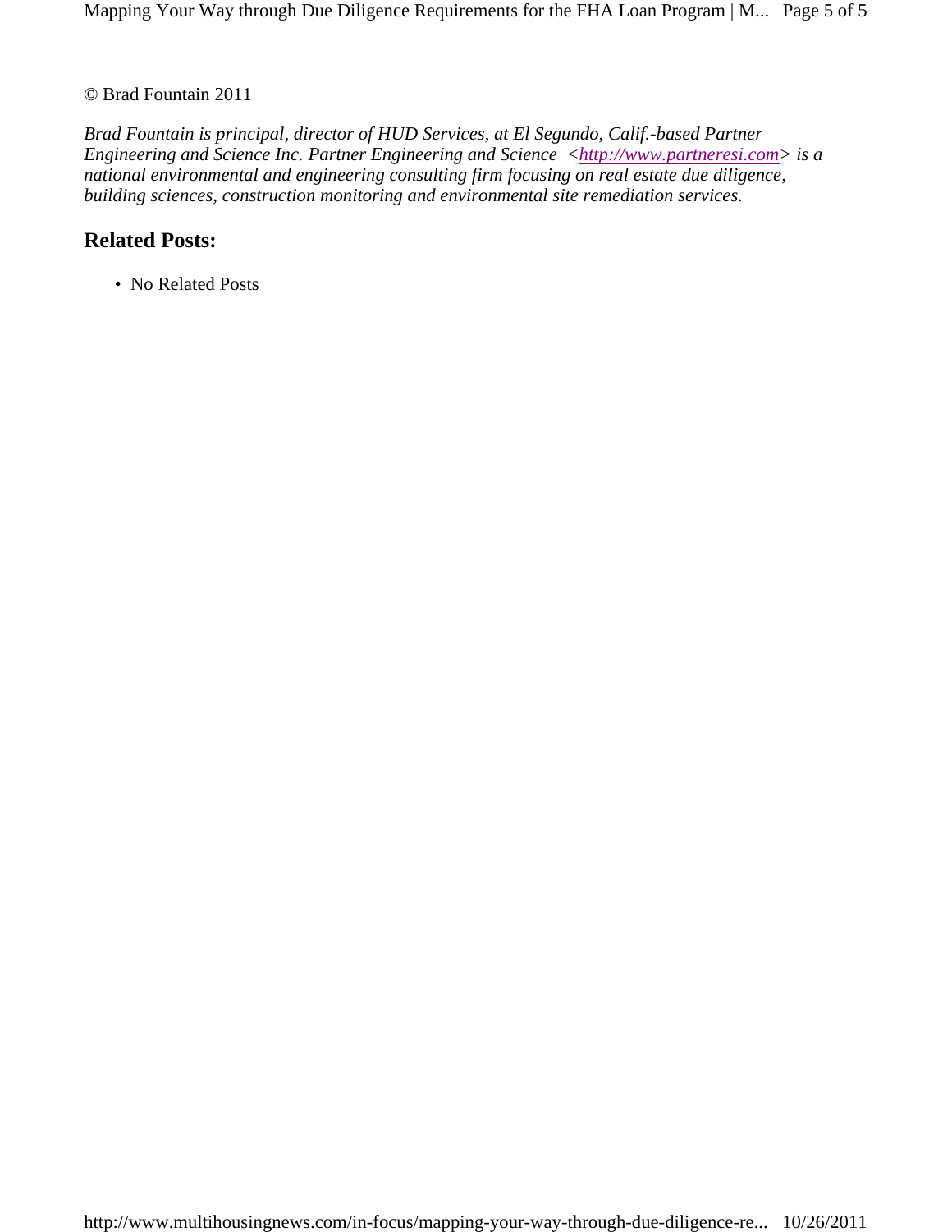© Brad Fountain 2011

*Brad Fountain is principal, director of HUD Services, at El Segundo, Calif.-based Partner Engineering and Science Inc. Partner Engineering and Science <http://www.partneresi.com> is a national environmental and engineering consulting firm focusing on real estate due diligence, building sciences, construction monitoring and environmental site remediation services.*

## Related Posts:

- No Related Posts